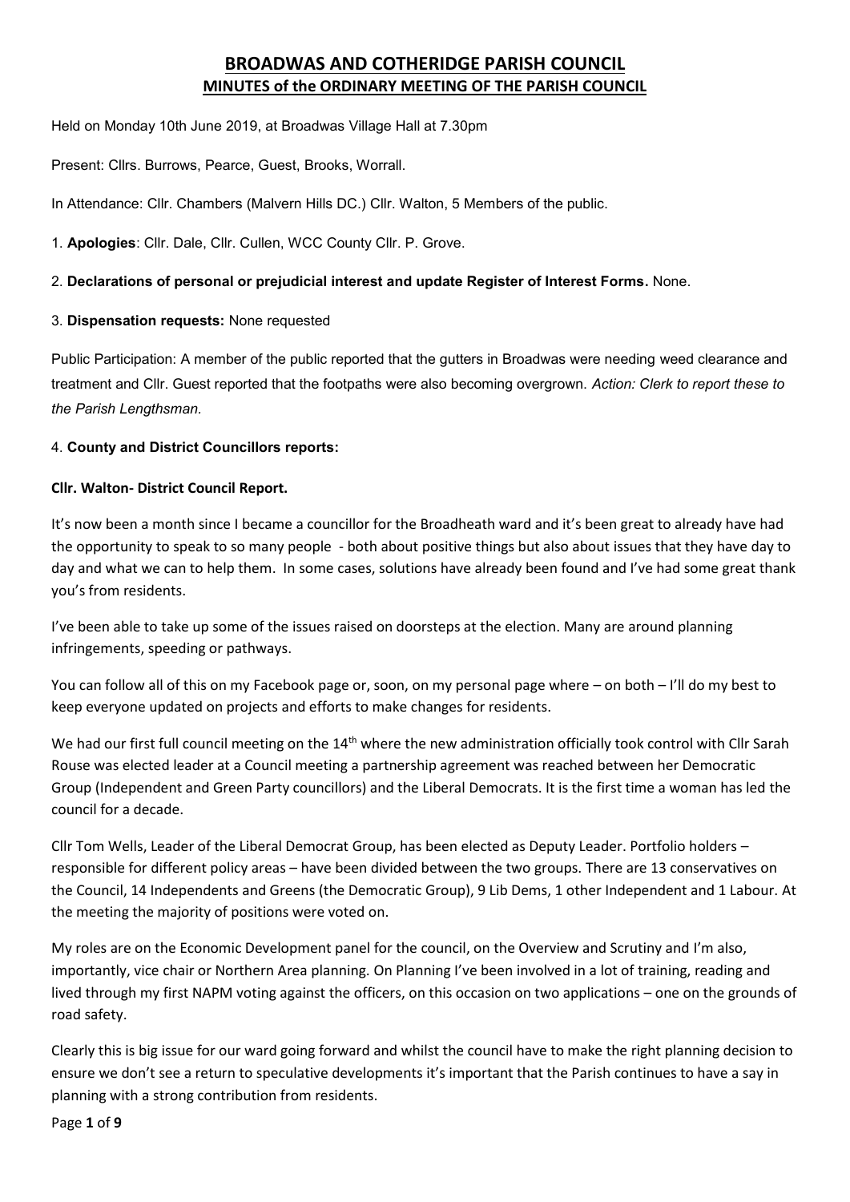# BROADWAS AND COTHERIDGE PARISH COUNCIL
## MINUTES of the ORDINARY MEETING OF THE PARISH COUNCIL

Held on Monday 10th June 2019, at Broadwas Village Hall at 7.30pm

Present: Cllrs. Burrows, Pearce, Guest, Brooks, Worrall.

In Attendance: Cllr. Chambers (Malvern Hills DC.) Cllr. Walton, 5 Members of the public.

1. **Apologies**: Cllr. Dale, Cllr. Cullen, WCC County Cllr. P. Grove.

2. **Declarations of personal or prejudicial interest and update Register of Interest Forms.** None.

3. **Dispensation requests:** None requested

Public Participation: A member of the public reported that the gutters in Broadwas were needing weed clearance and treatment and Cllr. Guest reported that the footpaths were also becoming overgrown. *Action: Clerk to report these to the Parish Lengthsman.*

4. **County and District Councillors reports:**

**Cllr. Walton- District Council Report.**

It's now been a month since I became a councillor for the Broadheath ward and it's been great to already have had the opportunity to speak to so many people - both about positive things but also about issues that they have day to day and what we can to help them. In some cases, solutions have already been found and I've had some great thank you's from residents.

I've been able to take up some of the issues raised on doorsteps at the election. Many are around planning infringements, speeding or pathways.

You can follow all of this on my Facebook page or, soon, on my personal page where – on both – I'll do my best to keep everyone updated on projects and efforts to make changes for residents.

We had our first full council meeting on the 14th where the new administration officially took control with Cllr Sarah Rouse was elected leader at a Council meeting a partnership agreement was reached between her Democratic Group (Independent and Green Party councillors) and the Liberal Democrats. It is the first time a woman has led the council for a decade.

Cllr Tom Wells, Leader of the Liberal Democrat Group, has been elected as Deputy Leader. Portfolio holders – responsible for different policy areas – have been divided between the two groups. There are 13 conservatives on the Council, 14 Independents and Greens (the Democratic Group), 9 Lib Dems, 1 other Independent and 1 Labour. At the meeting the majority of positions were voted on.

My roles are on the Economic Development panel for the council, on the Overview and Scrutiny and I'm also, importantly, vice chair or Northern Area planning. On Planning I've been involved in a lot of training, reading and lived through my first NAPM voting against the officers, on this occasion on two applications – one on the grounds of road safety.

Clearly this is big issue for our ward going forward and whilst the council have to make the right planning decision to ensure we don't see a return to speculative developments it's important that the Parish continues to have a say in planning with a strong contribution from residents.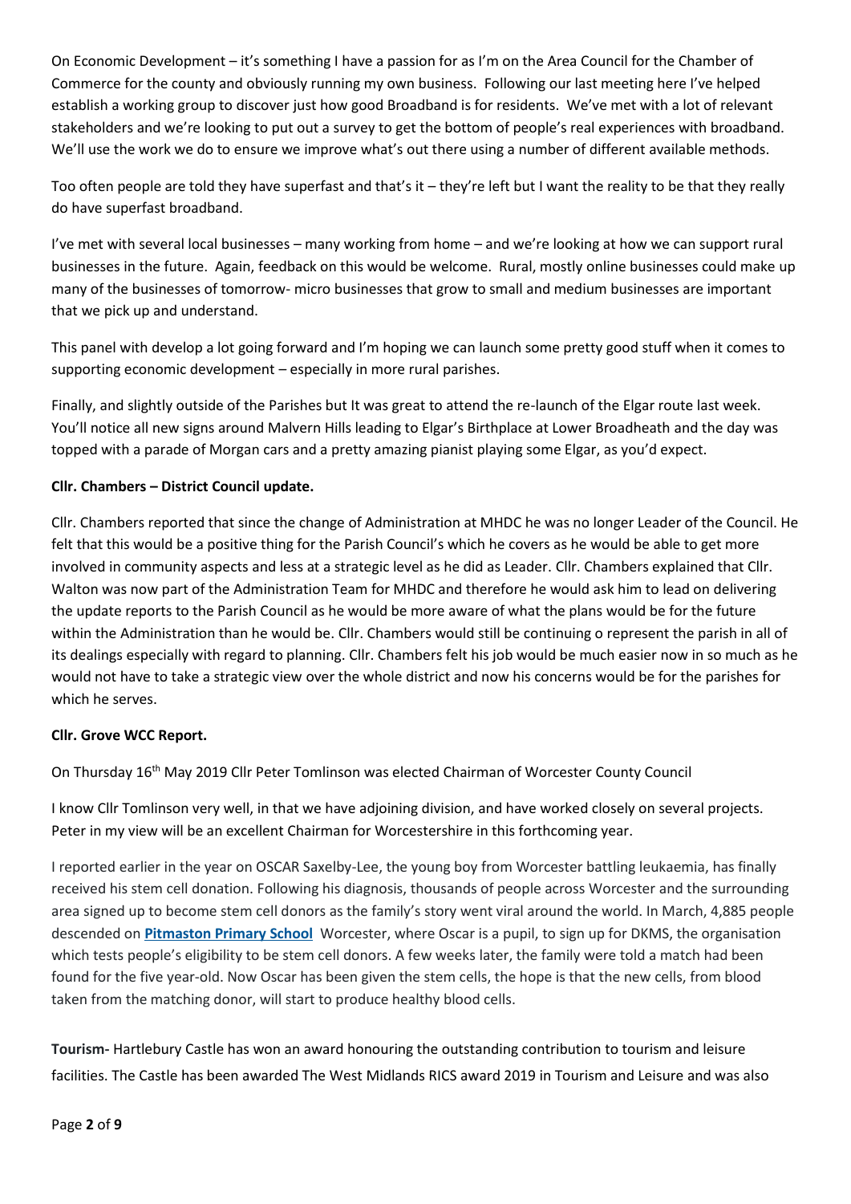On Economic Development – it's something I have a passion for as I'm on the Area Council for the Chamber of Commerce for the county and obviously running my own business. Following our last meeting here I've helped establish a working group to discover just how good Broadband is for residents. We've met with a lot of relevant stakeholders and we're looking to put out a survey to get the bottom of people's real experiences with broadband. We'll use the work we do to ensure we improve what's out there using a number of different available methods.

Too often people are told they have superfast and that's it – they're left but I want the reality to be that they really do have superfast broadband.

I've met with several local businesses – many working from home – and we're looking at how we can support rural businesses in the future. Again, feedback on this would be welcome. Rural, mostly online businesses could make up many of the businesses of tomorrow- micro businesses that grow to small and medium businesses are important that we pick up and understand.

This panel with develop a lot going forward and I'm hoping we can launch some pretty good stuff when it comes to supporting economic development – especially in more rural parishes.

Finally, and slightly outside of the Parishes but It was great to attend the re-launch of the Elgar route last week. You'll notice all new signs around Malvern Hills leading to Elgar's Birthplace at Lower Broadheath and the day was topped with a parade of Morgan cars and a pretty amazing pianist playing some Elgar, as you'd expect.

**Cllr. Chambers – District Council update.**

Cllr. Chambers reported that since the change of Administration at MHDC he was no longer Leader of the Council. He felt that this would be a positive thing for the Parish Council's which he covers as he would be able to get more involved in community aspects and less at a strategic level as he did as Leader. Cllr. Chambers explained that Cllr. Walton was now part of the Administration Team for MHDC and therefore he would ask him to lead on delivering the update reports to the Parish Council as he would be more aware of what the plans would be for the future within the Administration than he would be. Cllr. Chambers would still be continuing o represent the parish in all of its dealings especially with regard to planning. Cllr. Chambers felt his job would be much easier now in so much as he would not have to take a strategic view over the whole district and now his concerns would be for the parishes for which he serves.

**Cllr. Grove WCC Report.**

On Thursday 16th May 2019 Cllr Peter Tomlinson was elected Chairman of Worcester County Council

I know Cllr Tomlinson very well, in that we have adjoining division, and have worked closely on several projects. Peter in my view will be an excellent Chairman for Worcestershire in this forthcoming year.

I reported earlier in the year on OSCAR Saxelby-Lee, the young boy from Worcester battling leukaemia, has finally received his stem cell donation. Following his diagnosis, thousands of people across Worcester and the surrounding area signed up to become stem cell donors as the family's story went viral around the world. In March, 4,885 people descended on **Pitmaston Primary School** Worcester, where Oscar is a pupil, to sign up for DKMS, the organisation which tests people's eligibility to be stem cell donors. A few weeks later, the family were told a match had been found for the five year-old. Now Oscar has been given the stem cells, the hope is that the new cells, from blood taken from the matching donor, will start to produce healthy blood cells.

**Tourism-** Hartlebury Castle has won an award honouring the outstanding contribution to tourism and leisure facilities. The Castle has been awarded The West Midlands RICS award 2019 in Tourism and Leisure and was also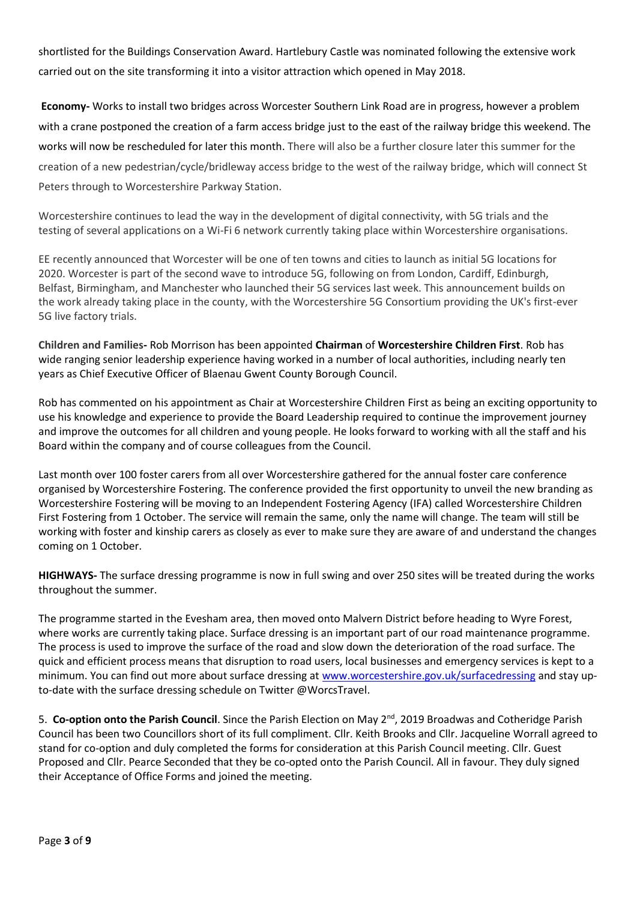shortlisted for the Buildings Conservation Award. Hartlebury Castle was nominated following the extensive work carried out on the site transforming it into a visitor attraction which opened in May 2018.

**Economy-** Works to install two bridges across Worcester Southern Link Road are in progress, however a problem with a crane postponed the creation of a farm access bridge just to the east of the railway bridge this weekend. The works will now be rescheduled for later this month. There will also be a further closure later this summer for the creation of a new pedestrian/cycle/bridleway access bridge to the west of the railway bridge, which will connect St Peters through to Worcestershire Parkway Station.

Worcestershire continues to lead the way in the development of digital connectivity, with 5G trials and the testing of several applications on a Wi-Fi 6 network currently taking place within Worcestershire organisations.

EE recently announced that Worcester will be one of ten towns and cities to launch as initial 5G locations for 2020. Worcester is part of the second wave to introduce 5G, following on from London, Cardiff, Edinburgh, Belfast, Birmingham, and Manchester who launched their 5G services last week. This announcement builds on the work already taking place in the county, with the Worcestershire 5G Consortium providing the UK's first-ever 5G live factory trials.

**Children and Families-** Rob Morrison has been appointed **Chairman** of **Worcestershire Children First**. Rob has wide ranging senior leadership experience having worked in a number of local authorities, including nearly ten years as Chief Executive Officer of Blaenau Gwent County Borough Council.

Rob has commented on his appointment as Chair at Worcestershire Children First as being an exciting opportunity to use his knowledge and experience to provide the Board Leadership required to continue the improvement journey and improve the outcomes for all children and young people. He looks forward to working with all the staff and his Board within the company and of course colleagues from the Council.

Last month over 100 foster carers from all over Worcestershire gathered for the annual foster care conference organised by Worcestershire Fostering. The conference provided the first opportunity to unveil the new branding as Worcestershire Fostering will be moving to an Independent Fostering Agency (IFA) called Worcestershire Children First Fostering from 1 October. The service will remain the same, only the name will change. The team will still be working with foster and kinship carers as closely as ever to make sure they are aware of and understand the changes coming on 1 October.

**HIGHWAYS-** The surface dressing programme is now in full swing and over 250 sites will be treated during the works throughout the summer.

The programme started in the Evesham area, then moved onto Malvern District before heading to Wyre Forest, where works are currently taking place. Surface dressing is an important part of our road maintenance programme. The process is used to improve the surface of the road and slow down the deterioration of the road surface. The quick and efficient process means that disruption to road users, local businesses and emergency services is kept to a minimum. You can find out more about surface dressing at www.worcestershire.gov.uk/surfacedressing and stay up-to-date with the surface dressing schedule on Twitter @WorcsTravel.

5. **Co-option onto the Parish Council**. Since the Parish Election on May 2nd, 2019 Broadwas and Cotheridge Parish Council has been two Councillors short of its full compliment. Cllr. Keith Brooks and Cllr. Jacqueline Worrall agreed to stand for co-option and duly completed the forms for consideration at this Parish Council meeting. Cllr. Guest Proposed and Cllr. Pearce Seconded that they be co-opted onto the Parish Council. All in favour. They duly signed their Acceptance of Office Forms and joined the meeting.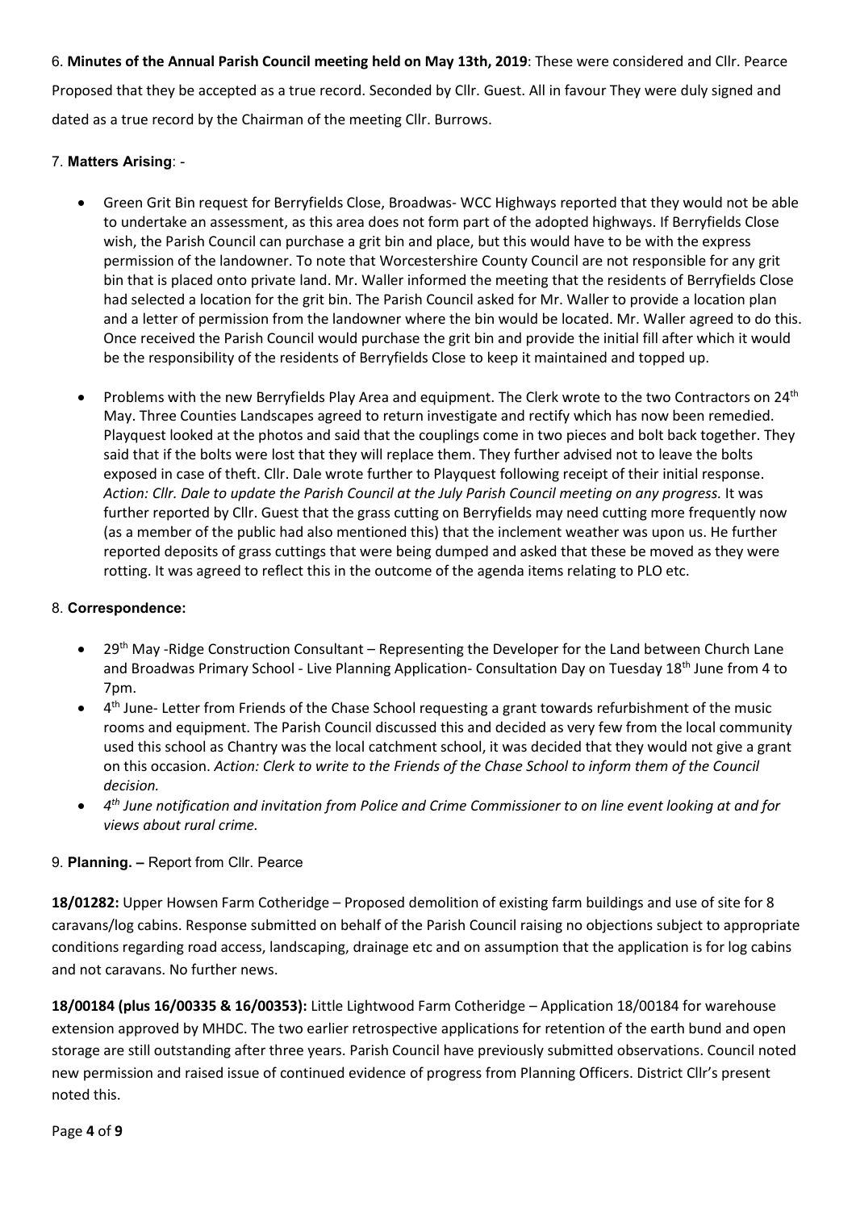6. **Minutes of the Annual Parish Council meeting held on May 13th, 2019**: These were considered and Cllr. Pearce Proposed that they be accepted as a true record. Seconded by Cllr. Guest. All in favour They were duly signed and dated as a true record by the Chairman of the meeting Cllr. Burrows.

7. **Matters Arising**: -

- Green Grit Bin request for Berryfields Close, Broadwas- WCC Highways reported that they would not be able to undertake an assessment, as this area does not form part of the adopted highways. If Berryfields Close wish, the Parish Council can purchase a grit bin and place, but this would have to be with the express permission of the landowner. To note that Worcestershire County Council are not responsible for any grit bin that is placed onto private land. Mr. Waller informed the meeting that the residents of Berryfields Close had selected a location for the grit bin. The Parish Council asked for Mr. Waller to provide a location plan and a letter of permission from the landowner where the bin would be located. Mr. Waller agreed to do this. Once received the Parish Council would purchase the grit bin and provide the initial fill after which it would be the responsibility of the residents of Berryfields Close to keep it maintained and topped up.

- Problems with the new Berryfields Play Area and equipment. The Clerk wrote to the two Contractors on 24th May. Three Counties Landscapes agreed to return investigate and rectify which has now been remedied. Playquest looked at the photos and said that the couplings come in two pieces and bolt back together. They said that if the bolts were lost that they will replace them. They further advised not to leave the bolts exposed in case of theft. Cllr. Dale wrote further to Playquest following receipt of their initial response. *Action: Cllr. Dale to update the Parish Council at the July Parish Council meeting on any progress.* It was further reported by Cllr. Guest that the grass cutting on Berryfields may need cutting more frequently now (as a member of the public had also mentioned this) that the inclement weather was upon us. He further reported deposits of grass cuttings that were being dumped and asked that these be moved as they were rotting. It was agreed to reflect this in the outcome of the agenda items relating to PLO etc.

8. **Correspondence:**

- 29th May -Ridge Construction Consultant – Representing the Developer for the Land between Church Lane and Broadwas Primary School - Live Planning Application- Consultation Day on Tuesday 18th June from 4 to 7pm.
- 4th June- Letter from Friends of the Chase School requesting a grant towards refurbishment of the music rooms and equipment. The Parish Council discussed this and decided as very few from the local community used this school as Chantry was the local catchment school, it was decided that they would not give a grant on this occasion. *Action: Clerk to write to the Friends of the Chase School to inform them of the Council decision.*
- *4th June notification and invitation from Police and Crime Commissioner to on line event looking at and for views about rural crime.*

9. **Planning. –** Report from Cllr. Pearce

**18/01282:** Upper Howsen Farm Cotheridge – Proposed demolition of existing farm buildings and use of site for 8 caravans/log cabins. Response submitted on behalf of the Parish Council raising no objections subject to appropriate conditions regarding road access, landscaping, drainage etc and on assumption that the application is for log cabins and not caravans. No further news.

**18/00184 (plus 16/00335 & 16/00353):** Little Lightwood Farm Cotheridge – Application 18/00184 for warehouse extension approved by MHDC. The two earlier retrospective applications for retention of the earth bund and open storage are still outstanding after three years. Parish Council have previously submitted observations. Council noted new permission and raised issue of continued evidence of progress from Planning Officers. District Cllr's present noted this.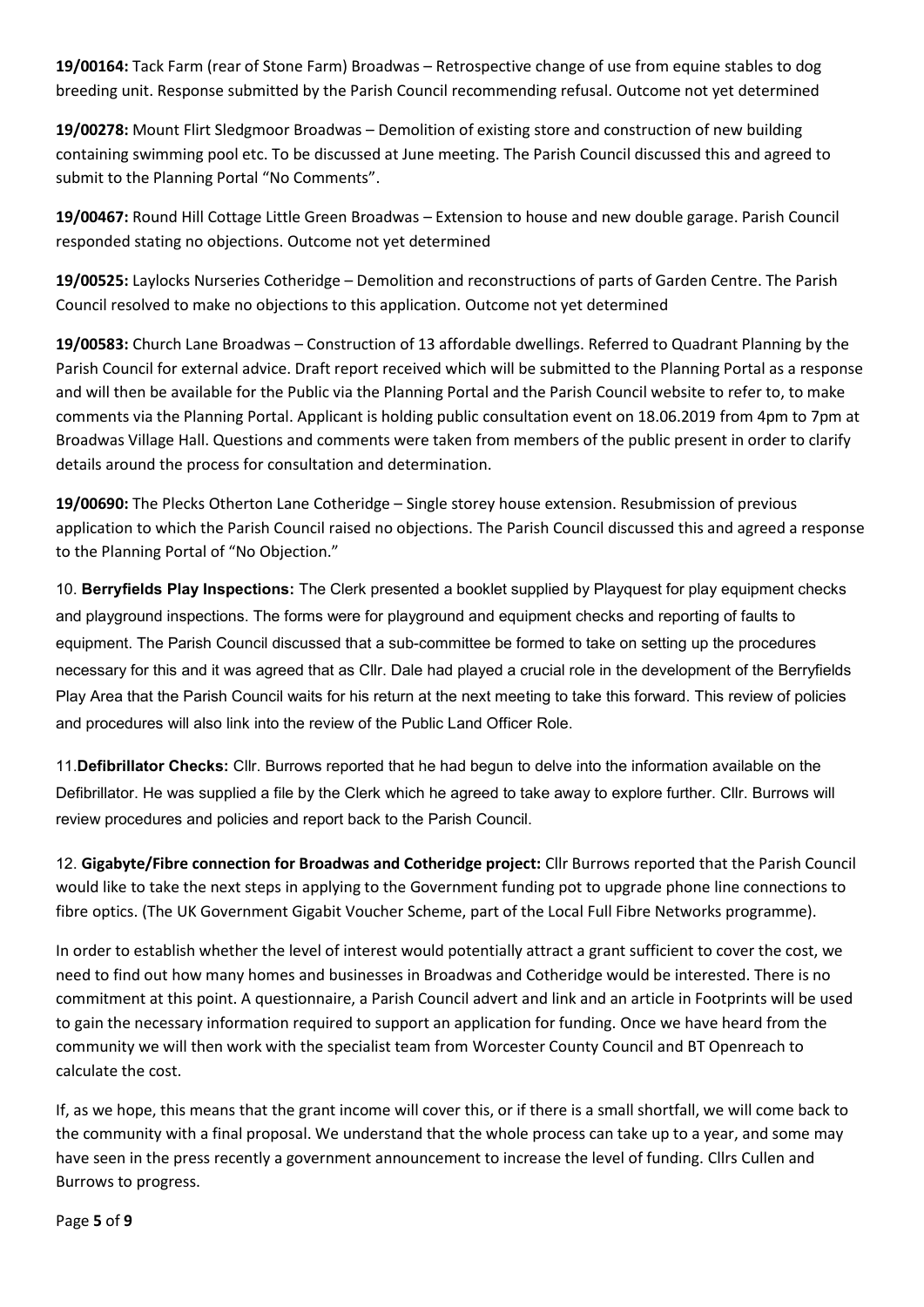**19/00164:** Tack Farm (rear of Stone Farm) Broadwas – Retrospective change of use from equine stables to dog breeding unit. Response submitted by the Parish Council recommending refusal. Outcome not yet determined

**19/00278:** Mount Flirt Sledgmoor Broadwas – Demolition of existing store and construction of new building containing swimming pool etc. To be discussed at June meeting. The Parish Council discussed this and agreed to submit to the Planning Portal "No Comments".

**19/00467:** Round Hill Cottage Little Green Broadwas – Extension to house and new double garage. Parish Council responded stating no objections. Outcome not yet determined

**19/00525:** Laylocks Nurseries Cotheridge – Demolition and reconstructions of parts of Garden Centre. The Parish Council resolved to make no objections to this application. Outcome not yet determined

**19/00583:** Church Lane Broadwas – Construction of 13 affordable dwellings. Referred to Quadrant Planning by the Parish Council for external advice. Draft report received which will be submitted to the Planning Portal as a response and will then be available for the Public via the Planning Portal and the Parish Council website to refer to, to make comments via the Planning Portal. Applicant is holding public consultation event on 18.06.2019 from 4pm to 7pm at Broadwas Village Hall. Questions and comments were taken from members of the public present in order to clarify details around the process for consultation and determination.

**19/00690:** The Plecks Otherton Lane Cotheridge – Single storey house extension. Resubmission of previous application to which the Parish Council raised no objections. The Parish Council discussed this and agreed a response to the Planning Portal of "No Objection."

10. **Berryfields Play Inspections:** The Clerk presented a booklet supplied by Playquest for play equipment checks and playground inspections. The forms were for playground and equipment checks and reporting of faults to equipment. The Parish Council discussed that a sub-committee be formed to take on setting up the procedures necessary for this and it was agreed that as Cllr. Dale had played a crucial role in the development of the Berryfields Play Area that the Parish Council waits for his return at the next meeting to take this forward. This review of policies and procedures will also link into the review of the Public Land Officer Role.

11. **Defibrillator Checks:** Cllr. Burrows reported that he had begun to delve into the information available on the Defibrillator. He was supplied a file by the Clerk which he agreed to take away to explore further. Cllr. Burrows will review procedures and policies and report back to the Parish Council.

12. **Gigabyte/Fibre connection for Broadwas and Cotheridge project:** Cllr Burrows reported that the Parish Council would like to take the next steps in applying to the Government funding pot to upgrade phone line connections to fibre optics. (The UK Government Gigabit Voucher Scheme, part of the Local Full Fibre Networks programme).

In order to establish whether the level of interest would potentially attract a grant sufficient to cover the cost, we need to find out how many homes and businesses in Broadwas and Cotheridge would be interested. There is no commitment at this point. A questionnaire, a Parish Council advert and link and an article in Footprints will be used to gain the necessary information required to support an application for funding. Once we have heard from the community we will then work with the specialist team from Worcester County Council and BT Openreach to calculate the cost.

If, as we hope, this means that the grant income will cover this, or if there is a small shortfall, we will come back to the community with a final proposal. We understand that the whole process can take up to a year, and some may have seen in the press recently a government announcement to increase the level of funding. Cllrs Cullen and Burrows to progress.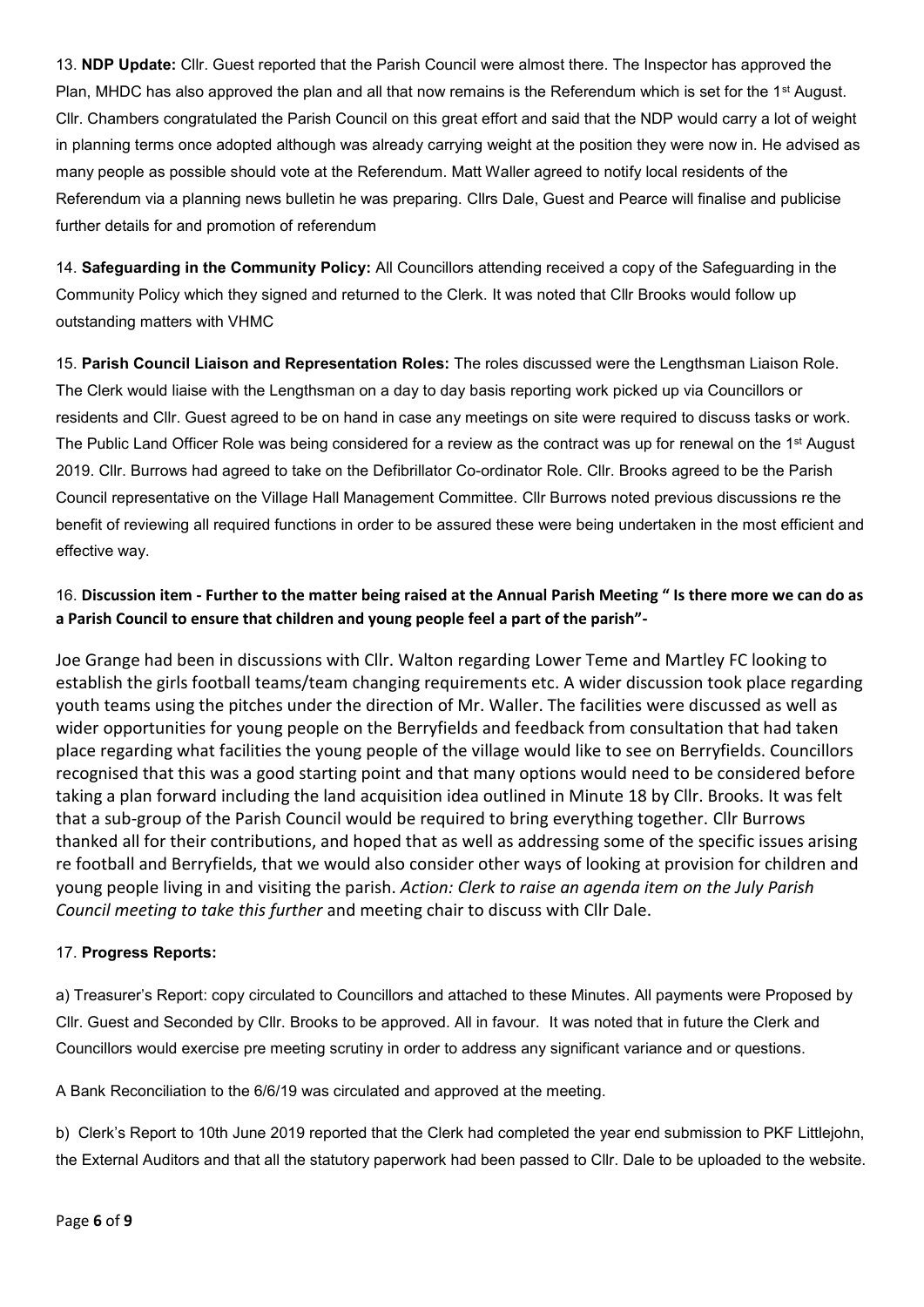13. **NDP Update:** Cllr. Guest reported that the Parish Council were almost there. The Inspector has approved the Plan, MHDC has also approved the plan and all that now remains is the Referendum which is set for the 1st August. Cllr. Chambers congratulated the Parish Council on this great effort and said that the NDP would carry a lot of weight in planning terms once adopted although was already carrying weight at the position they were now in. He advised as many people as possible should vote at the Referendum. Matt Waller agreed to notify local residents of the Referendum via a planning news bulletin he was preparing. Cllrs Dale, Guest and Pearce will finalise and publicise further details for and promotion of referendum

14. **Safeguarding in the Community Policy:** All Councillors attending received a copy of the Safeguarding in the Community Policy which they signed and returned to the Clerk. It was noted that Cllr Brooks would follow up outstanding matters with VHMC

15. **Parish Council Liaison and Representation Roles:** The roles discussed were the Lengthsman Liaison Role. The Clerk would liaise with the Lengthsman on a day to day basis reporting work picked up via Councillors or residents and Cllr. Guest agreed to be on hand in case any meetings on site were required to discuss tasks or work. The Public Land Officer Role was being considered for a review as the contract was up for renewal on the 1st August 2019. Cllr. Burrows had agreed to take on the Defibrillator Co-ordinator Role. Cllr. Brooks agreed to be the Parish Council representative on the Village Hall Management Committee. Cllr Burrows noted previous discussions re the benefit of reviewing all required functions in order to be assured these were being undertaken in the most efficient and effective way.

16. **Discussion item - Further to the matter being raised at the Annual Parish Meeting " Is there more we can do as a Parish Council to ensure that children and young people feel a part of the parish"-**

Joe Grange had been in discussions with Cllr. Walton regarding Lower Teme and Martley FC looking to establish the girls football teams/team changing requirements etc. A wider discussion took place regarding youth teams using the pitches under the direction of Mr. Waller. The facilities were discussed as well as wider opportunities for young people on the Berryfields and feedback from consultation that had taken place regarding what facilities the young people of the village would like to see on Berryfields. Councillors recognised that this was a good starting point and that many options would need to be considered before taking a plan forward including the land acquisition idea outlined in Minute 18 by Cllr. Brooks. It was felt that a sub-group of the Parish Council would be required to bring everything together. Cllr Burrows thanked all for their contributions, and hoped that as well as addressing some of the specific issues arising re football and Berryfields, that we would also consider other ways of looking at provision for children and young people living in and visiting the parish. *Action: Clerk to raise an agenda item on the July Parish Council meeting to take this further* and meeting chair to discuss with Cllr Dale.

17. **Progress Reports:**

a) Treasurer's Report: copy circulated to Councillors and attached to these Minutes. All payments were Proposed by Cllr. Guest and Seconded by Cllr. Brooks to be approved. All in favour. It was noted that in future the Clerk and Councillors would exercise pre meeting scrutiny in order to address any significant variance and or questions.

A Bank Reconciliation to the 6/6/19 was circulated and approved at the meeting.

b) Clerk's Report to 10th June 2019 reported that the Clerk had completed the year end submission to PKF Littlejohn, the External Auditors and that all the statutory paperwork had been passed to Cllr. Dale to be uploaded to the website.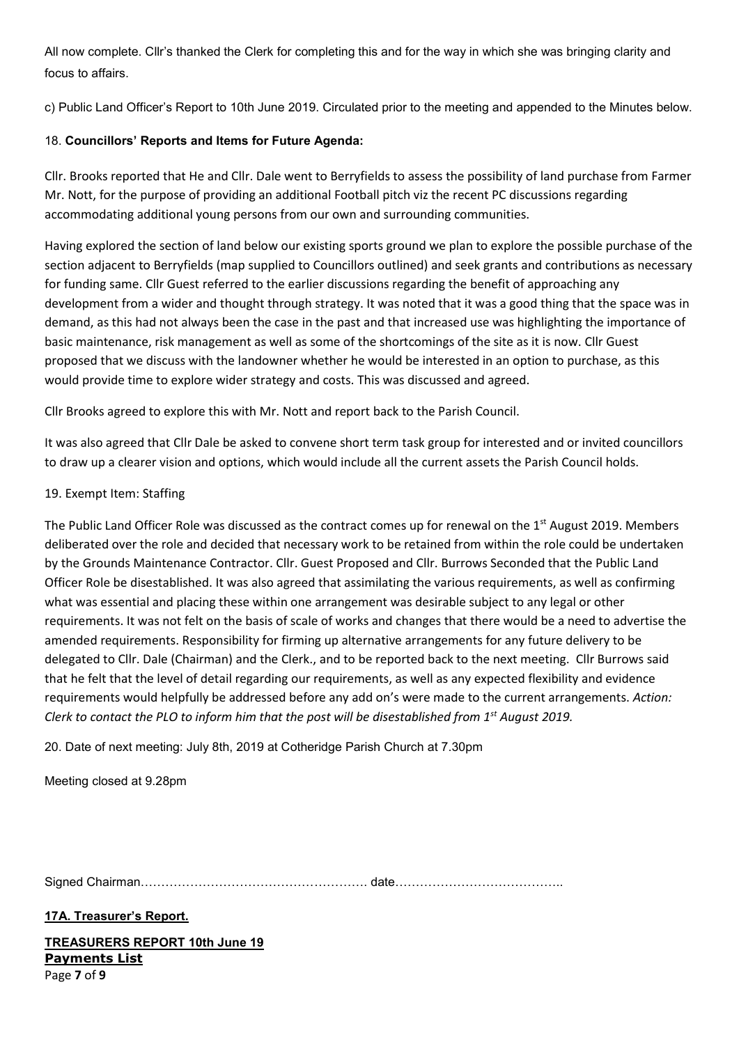All now complete. Cllr's thanked the Clerk for completing this and for the way in which she was bringing clarity and focus to affairs.

c) Public Land Officer's Report to 10th June 2019. Circulated prior to the meeting and appended to the Minutes below.

18. **Councillors' Reports and Items for Future Agenda:**

Cllr. Brooks reported that He and Cllr. Dale went to Berryfields to assess the possibility of land purchase from Farmer Mr. Nott, for the purpose of providing an additional Football pitch viz the recent PC discussions regarding accommodating additional young persons from our own and surrounding communities.

Having explored the section of land below our existing sports ground we plan to explore the possible purchase of the section adjacent to Berryfields (map supplied to Councillors outlined) and seek grants and contributions as necessary for funding same. Cllr Guest referred to the earlier discussions regarding the benefit of approaching any development from a wider and thought through strategy. It was noted that it was a good thing that the space was in demand, as this had not always been the case in the past and that increased use was highlighting the importance of basic maintenance, risk management as well as some of the shortcomings of the site as it is now. Cllr Guest proposed that we discuss with the landowner whether he would be interested in an option to purchase, as this would provide time to explore wider strategy and costs. This was discussed and agreed.

Cllr Brooks agreed to explore this with Mr. Nott and report back to the Parish Council.

It was also agreed that Cllr Dale be asked to convene short term task group for interested and or invited councillors to draw up a clearer vision and options, which would include all the current assets the Parish Council holds.

19. Exempt Item: Staffing

The Public Land Officer Role was discussed as the contract comes up for renewal on the 1st August 2019. Members deliberated over the role and decided that necessary work to be retained from within the role could be undertaken by the Grounds Maintenance Contractor. Cllr. Guest Proposed and Cllr. Burrows Seconded that the Public Land Officer Role be disestablished. It was also agreed that assimilating the various requirements, as well as confirming what was essential and placing these within one arrangement was desirable subject to any legal or other requirements. It was not felt on the basis of scale of works and changes that there would be a need to advertise the amended requirements. Responsibility for firming up alternative arrangements for any future delivery to be delegated to Cllr. Dale (Chairman) and the Clerk., and to be reported back to the next meeting. Cllr Burrows said that he felt that the level of detail regarding our requirements, as well as any expected flexibility and evidence requirements would helpfully be addressed before any add on's were made to the current arrangements. *Action: Clerk to contact the PLO to inform him that the post will be disestablished from 1st August 2019.*

20. Date of next meeting: July 8th, 2019 at Cotheridge Parish Church at 7.30pm

Meeting closed at 9.28pm

Signed Chairman……………………………………………… date…………………………………..

**17A. Treasurer's Report.**

**TREASURERS REPORT 10th June 19**

**Payments List**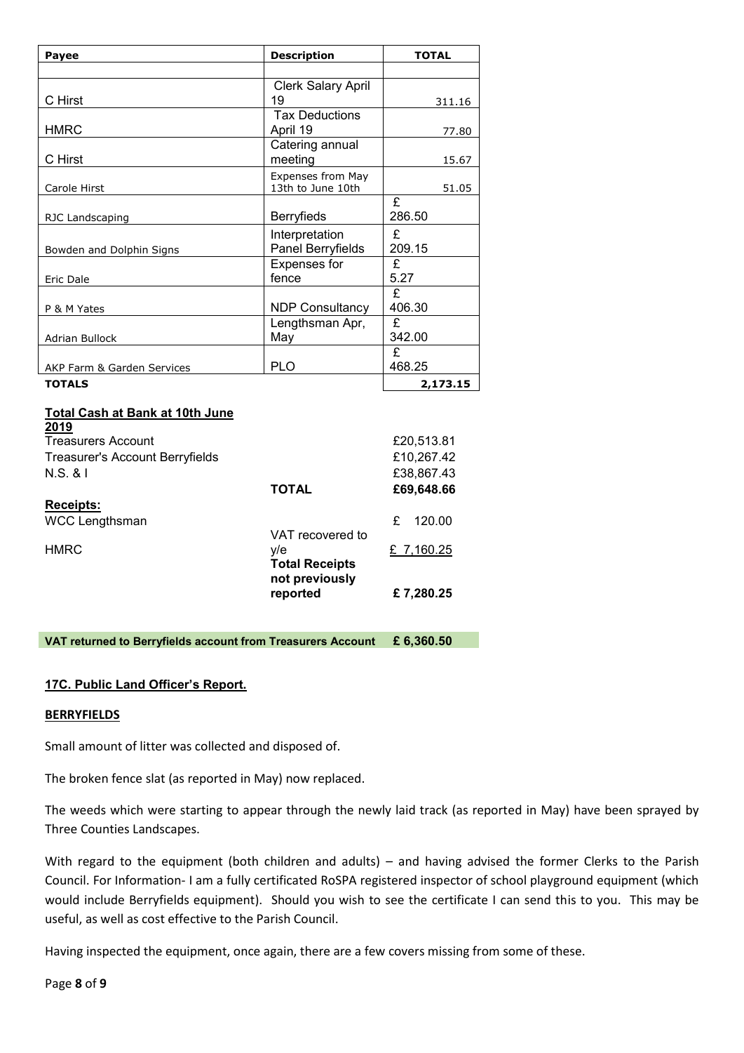| Payee | Description | TOTAL |
|---|---|---|
| | | |
| C Hirst | Clerk Salary April 19 | 311.16 |
| HMRC | Tax Deductions April 19 | 77.80 |
| C Hirst | Catering annual meeting | 15.67 |
| Carole Hirst | Expenses from May 13th to June 10th | 51.05 |
| RJC Landscaping | Berryfieds | £ 286.50 |
| Bowden and Dolphin Signs | Interpretation Panel Berryfields | £ 209.15 |
| Eric Dale | Expenses for fence | £ 5.27 |
| P & M Yates | NDP Consultancy | £ 406.30 |
| Adrian Bullock | Lengthsman Apr, May | £ 342.00 |
| AKP Farm & Garden Services | PLO | £ 468.25 |
| **TOTALS** | | **2,173.15** |

| **Total Cash at Bank at 10th June 2019** | | |
|---|---|---|
| Treasurers Account | | £20,513.81 |
| Treasurer's Account Berryfields | | £10,267.42 |
| N.S. & I | | £38,867.43 |
| | **TOTAL** | **£69,648.66** |
| **Receipts:** | | |
| WCC Lengthsman | | £ 120.00 |
| HMRC | VAT recovered to y/e | £ 7,160.25 |
| | **Total Receipts not previously reported** | **£ 7,280.25** |

**VAT returned to Berryfields account from Treasurers Account £ 6,360.50**

## 17C. Public Land Officer's Report.

### BERRYFIELDS

Small amount of litter was collected and disposed of.

The broken fence slat (as reported in May) now replaced.

The weeds which were starting to appear through the newly laid track (as reported in May) have been sprayed by Three Counties Landscapes.

With regard to the equipment (both children and adults) – and having advised the former Clerks to the Parish Council. For Information- I am a fully certificated RoSPA registered inspector of school playground equipment (which would include Berryfields equipment). Should you wish to see the certificate I can send this to you. This may be useful, as well as cost effective to the Parish Council.

Having inspected the equipment, once again, there are a few covers missing from some of these.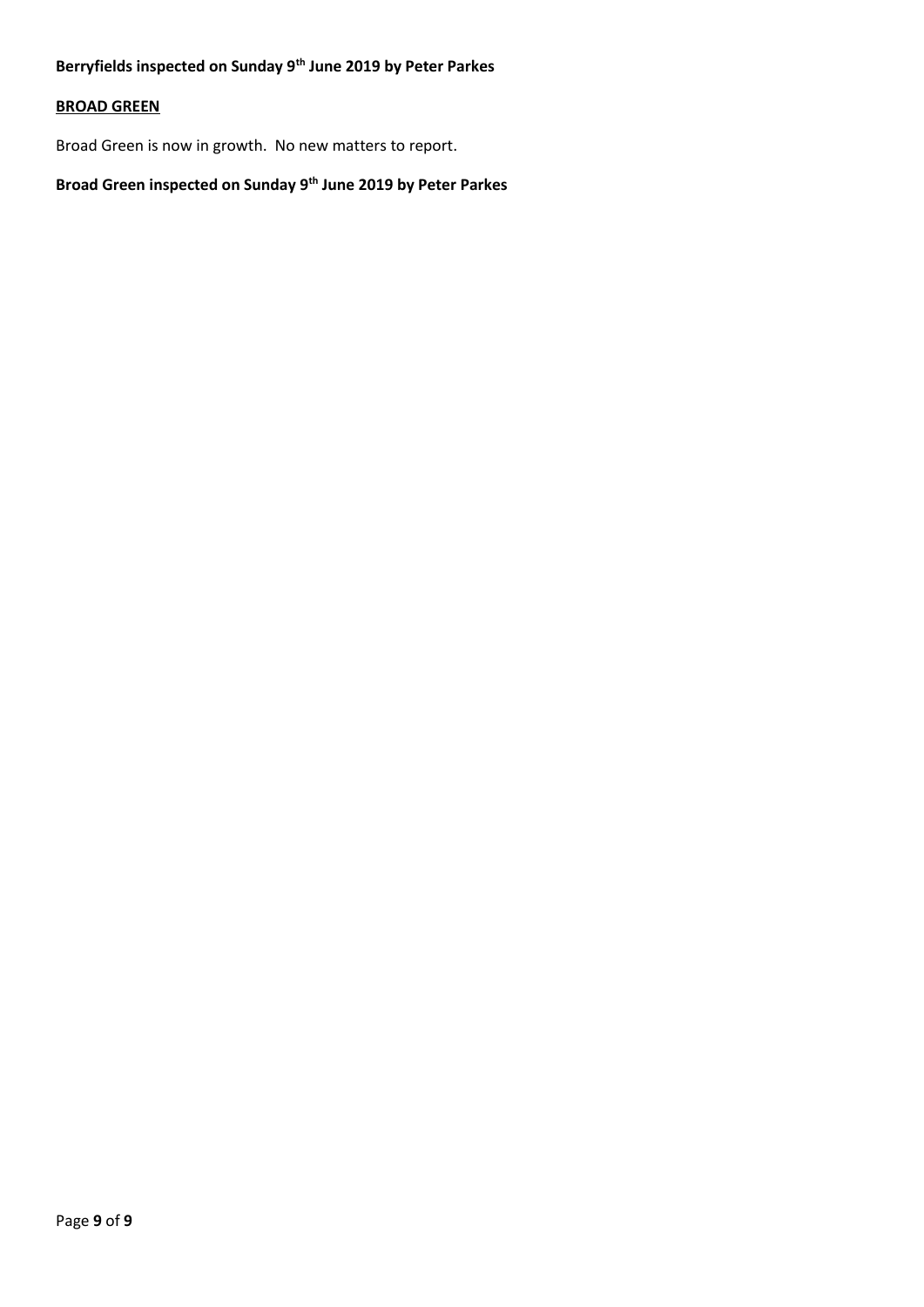**Berryfields inspected on Sunday 9th June 2019 by Peter Parkes**

**BROAD GREEN**

Broad Green is now in growth. No new matters to report.

**Broad Green inspected on Sunday 9th June 2019 by Peter Parkes**